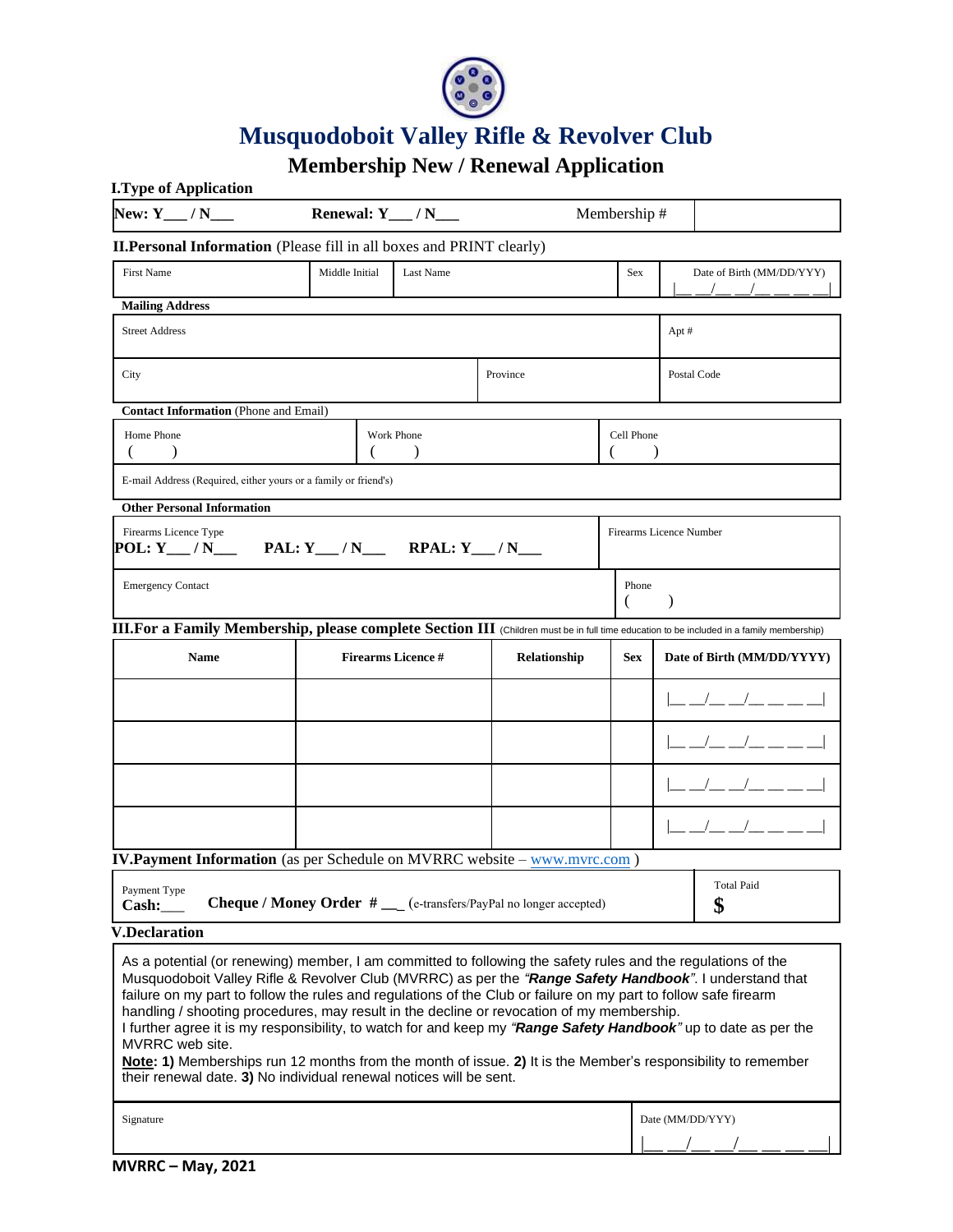# Musquodoboit Valley Rifle & Revolver Club

## Membership New / Renewal Application

### I.Type of Application

| **New: Y___ / N___** | **Renewal: Y___ / N___** | Membership # | |
|---|---|---|---|

### II.Personal Information (Please fill in all boxes and PRINT clearly)

| First Name | Middle Initial | Last Name | Sex | Date of Birth (MM/DD/YYY) \|__ __/__ __/__ __ __ __\| |
|---|---|---|---|---|

**Mailing Address**

| Street Address | | Apt # |
|---|---|---|
| City | Province | Postal Code |

**Contact Information** (Phone and Email)

| Home Phone ( ) | Work Phone ( ) | Cell Phone ( ) |
|---|---|---|
| E-mail Address (Required, either yours or a family or friend's) | | |

**Other Personal Information**

| Firearms Licence Type **POL: Y___ / N___ PAL: Y___ / N___ RPAL: Y___ / N___** | Firearms Licence Number |
|---|---|
| Emergency Contact | Phone ( ) |

### III.For a Family Membership, please complete Section III (Children must be in full time education to be included in a family membership)

| Name | Firearms Licence # | Relationship | Sex | Date of Birth (MM/DD/YYYY) |
|---|---|---|---|---|
| | | | | \|__ __/__ __/__ __ __ __\| |
| | | | | \|__ __/__ __/__ __ __ __\| |
| | | | | \|__ __/__ __/__ __ __ __\| |
| | | | | \|__ __/__ __/__ __ __ __\| |

### IV.Payment Information (as per Schedule on MVRRC website – www.mvrc.com )

| Payment Type **Cash:___** **Cheque / Money Order # __** (e-transfers/PayPal no longer accepted) | Total Paid **$** |
|---|---|

### V.Declaration

As a potential (or renewing) member, I am committed to following the safety rules and the regulations of the Musquodoboit Valley Rifle & Revolver Club (MVRRC) as per the *"**Range Safety Handbook**"*. I understand that failure on my part to follow the rules and regulations of the Club or failure on my part to follow safe firearm handling / shooting procedures, may result in the decline or revocation of my membership.
I further agree it is my responsibility, to watch for and keep my *"**Range Safety Handbook**"* up to date as per the MVRRC web site.
**Note: 1)** Memberships run 12 months from the month of issue. **2)** It is the Member's responsibility to remember their renewal date. **3)** No individual renewal notices will be sent.

| Signature | Date (MM/DD/YYY) \|__ __/__ __/__ __ __ __\| |
|---|---|

**MVRRC – May, 2021**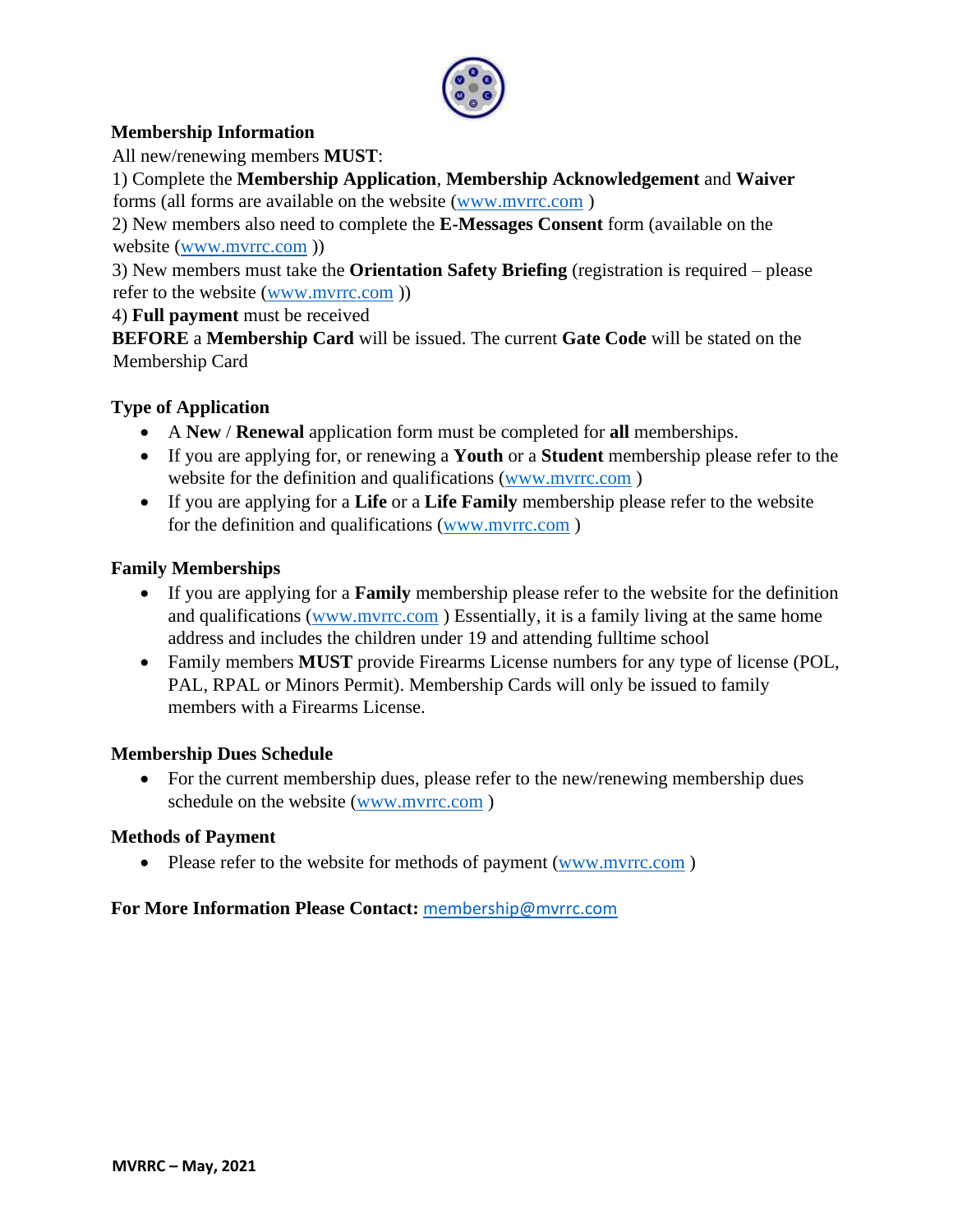## Membership Information

All new/renewing members **MUST**:

1) Complete the **Membership Application**, **Membership Acknowledgement** and **Waiver** forms (all forms are available on the website (www.mvrrc.com )

2) New members also need to complete the **E-Messages Consent** form (available on the website (www.mvrrc.com ))

3) New members must take the **Orientation Safety Briefing** (registration is required – please refer to the website (www.mvrrc.com ))

4) **Full payment** must be received

**BEFORE** a **Membership Card** will be issued. The current **Gate Code** will be stated on the Membership Card

## Type of Application

- A **New** / **Renewal** application form must be completed for **all** memberships.
- If you are applying for, or renewing a **Youth** or a **Student** membership please refer to the website for the definition and qualifications (www.mvrrc.com )
- If you are applying for a **Life** or a **Life Family** membership please refer to the website for the definition and qualifications (www.mvrrc.com )

## Family Memberships

- If you are applying for a **Family** membership please refer to the website for the definition and qualifications (www.mvrrc.com ) Essentially, it is a family living at the same home address and includes the children under 19 and attending fulltime school
- Family members **MUST** provide Firearms License numbers for any type of license (POL, PAL, RPAL or Minors Permit). Membership Cards will only be issued to family members with a Firearms License.

## Membership Dues Schedule

- For the current membership dues, please refer to the new/renewing membership dues schedule on the website (www.mvrrc.com )

## Methods of Payment

- Please refer to the website for methods of payment (www.mvrrc.com )

**For More Information Please Contact:** membership@mvrrc.com

**MVRRC – May, 2021**